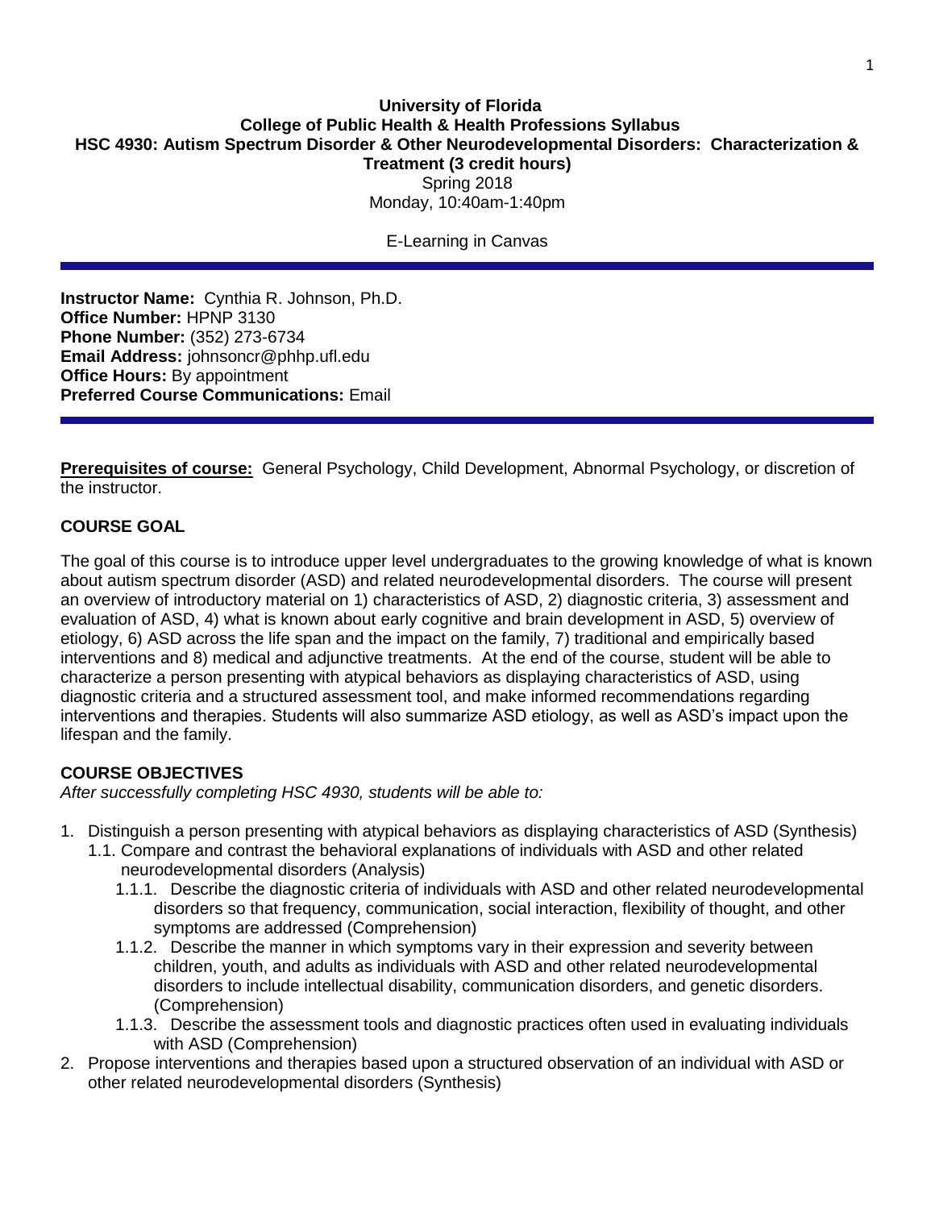**University of Florida**
**College of Public Health & Health Professions Syllabus**
**HSC 4930: Autism Spectrum Disorder & Other Neurodevelopmental Disorders: Characterization & Treatment (3 credit hours)**
Spring 2018
Monday, 10:40am-1:40pm

E-Learning in Canvas

---

**Instructor Name:** Cynthia R. Johnson, Ph.D.
**Office Number:** HPNP 3130
**Phone Number:** (352) 273-6734
**Email Address:** johnsoncr@phhp.ufl.edu
**Office Hours:** By appointment
**Preferred Course Communications:** Email

---

**Prerequisites of course:** General Psychology, Child Development, Abnormal Psychology, or discretion of the instructor.

## COURSE GOAL

The goal of this course is to introduce upper level undergraduates to the growing knowledge of what is known about autism spectrum disorder (ASD) and related neurodevelopmental disorders. The course will present an overview of introductory material on 1) characteristics of ASD, 2) diagnostic criteria, 3) assessment and evaluation of ASD, 4) what is known about early cognitive and brain development in ASD, 5) overview of etiology, 6) ASD across the life span and the impact on the family, 7) traditional and empirically based interventions and 8) medical and adjunctive treatments. At the end of the course, student will be able to characterize a person presenting with atypical behaviors as displaying characteristics of ASD, using diagnostic criteria and a structured assessment tool, and make informed recommendations regarding interventions and therapies. Students will also summarize ASD etiology, as well as ASD's impact upon the lifespan and the family.

## COURSE OBJECTIVES

*After successfully completing HSC 4930, students will be able to:*

1. Distinguish a person presenting with atypical behaviors as displaying characteristics of ASD (Synthesis)
   1.1. Compare and contrast the behavioral explanations of individuals with ASD and other related neurodevelopmental disorders (Analysis)
      1.1.1. Describe the diagnostic criteria of individuals with ASD and other related neurodevelopmental disorders so that frequency, communication, social interaction, flexibility of thought, and other symptoms are addressed (Comprehension)
      1.1.2. Describe the manner in which symptoms vary in their expression and severity between children, youth, and adults as individuals with ASD and other related neurodevelopmental disorders to include intellectual disability, communication disorders, and genetic disorders. (Comprehension)
      1.1.3. Describe the assessment tools and diagnostic practices often used in evaluating individuals with ASD (Comprehension)
2. Propose interventions and therapies based upon a structured observation of an individual with ASD or other related neurodevelopmental disorders (Synthesis)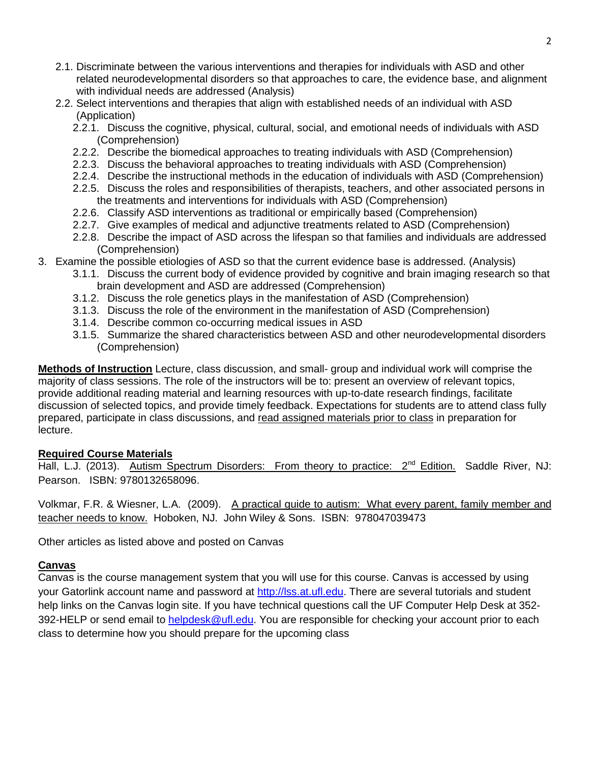2.1. Discriminate between the various interventions and therapies for individuals with ASD and other related neurodevelopmental disorders so that approaches to care, the evidence base, and alignment with individual needs are addressed (Analysis)

2.2. Select interventions and therapies that align with established needs of an individual with ASD (Application)

   2.2.1. Discuss the cognitive, physical, cultural, social, and emotional needs of individuals with ASD (Comprehension)

   2.2.2. Describe the biomedical approaches to treating individuals with ASD (Comprehension)

   2.2.3. Discuss the behavioral approaches to treating individuals with ASD (Comprehension)

   2.2.4. Describe the instructional methods in the education of individuals with ASD (Comprehension)

   2.2.5. Discuss the roles and responsibilities of therapists, teachers, and other associated persons in the treatments and interventions for individuals with ASD (Comprehension)

   2.2.6. Classify ASD interventions as traditional or empirically based (Comprehension)

   2.2.7. Give examples of medical and adjunctive treatments related to ASD (Comprehension)

   2.2.8. Describe the impact of ASD across the lifespan so that families and individuals are addressed (Comprehension)

3. Examine the possible etiologies of ASD so that the current evidence base is addressed. (Analysis)

   3.1.1. Discuss the current body of evidence provided by cognitive and brain imaging research so that brain development and ASD are addressed (Comprehension)

   3.1.2. Discuss the role genetics plays in the manifestation of ASD (Comprehension)

   3.1.3. Discuss the role of the environment in the manifestation of ASD (Comprehension)

   3.1.4. Describe common co-occurring medical issues in ASD

   3.1.5. Summarize the shared characteristics between ASD and other neurodevelopmental disorders (Comprehension)

**Methods of Instruction** Lecture, class discussion, and small- group and individual work will comprise the majority of class sessions. The role of the instructors will be to: present an overview of relevant topics, provide additional reading material and learning resources with up-to-date research findings, facilitate discussion of selected topics, and provide timely feedback. Expectations for students are to attend class fully prepared, participate in class discussions, and read assigned materials prior to class in preparation for lecture.

**Required Course Materials**

Hall, L.J. (2013). Autism Spectrum Disorders: From theory to practice: 2nd Edition. Saddle River, NJ: Pearson. ISBN: 9780132658096.

Volkmar, F.R. & Wiesner, L.A. (2009). A practical guide to autism: What every parent, family member and teacher needs to know. Hoboken, NJ. John Wiley & Sons. ISBN: 978047039473

Other articles as listed above and posted on Canvas

**Canvas**

Canvas is the course management system that you will use for this course. Canvas is accessed by using your Gatorlink account name and password at http://lss.at.ufl.edu. There are several tutorials and student help links on the Canvas login site. If you have technical questions call the UF Computer Help Desk at 352-392-HELP or send email to helpdesk@ufl.edu. You are responsible for checking your account prior to each class to determine how you should prepare for the upcoming class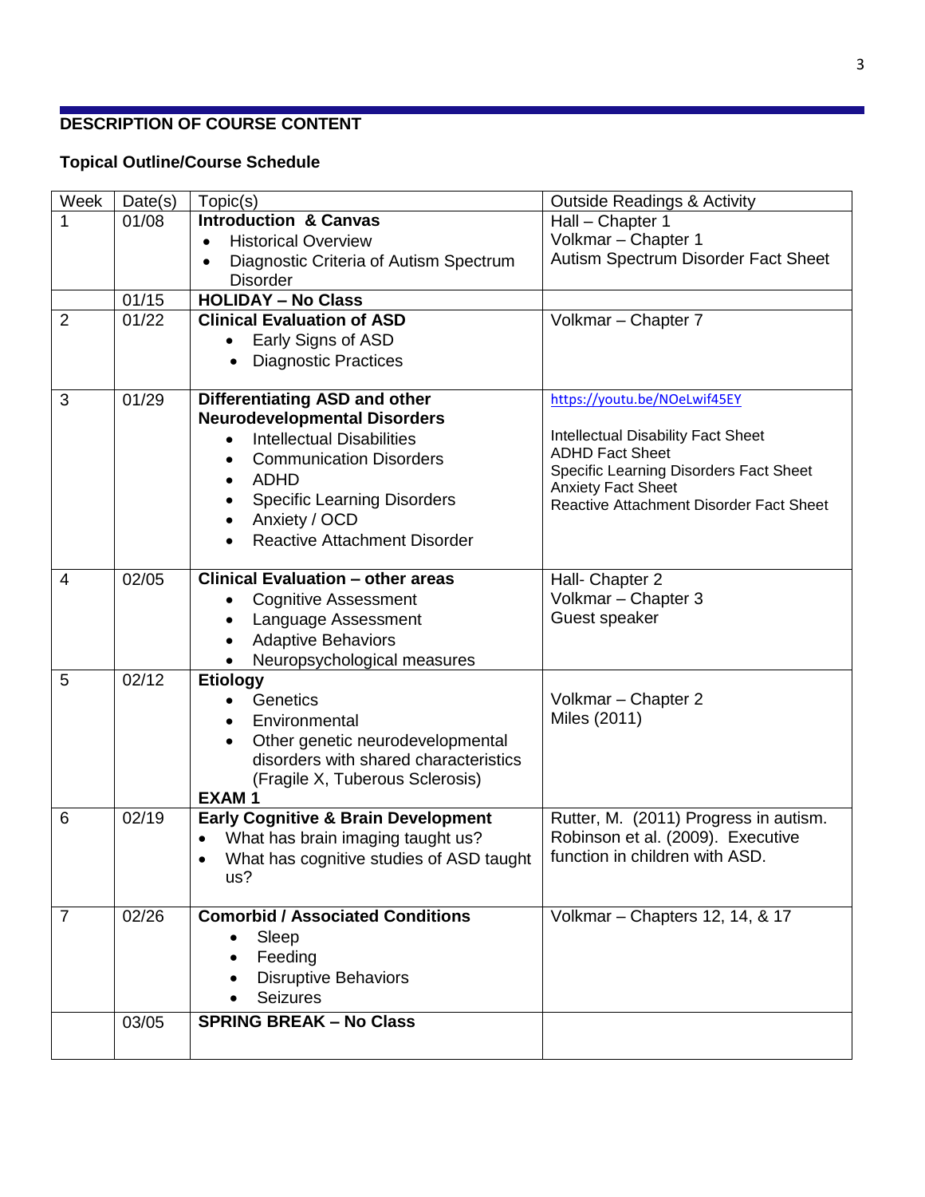## DESCRIPTION OF COURSE CONTENT

### Topical Outline/Course Schedule

| Week | Date(s) | Topic(s) | Outside Readings & Activity |
|---|---|---|---|
| 1 | 01/08 | **Introduction & Canvas**<br>• Historical Overview<br>• Diagnostic Criteria of Autism Spectrum Disorder | Hall – Chapter 1<br>Volkmar – Chapter 1<br>Autism Spectrum Disorder Fact Sheet |
| | 01/15 | **HOLIDAY – No Class** | |
| 2 | 01/22 | **Clinical Evaluation of ASD**<br>• Early Signs of ASD<br>• Diagnostic Practices | Volkmar – Chapter 7 |
| 3 | 01/29 | **Differentiating ASD and other Neurodevelopmental Disorders**<br>• Intellectual Disabilities<br>• Communication Disorders<br>• ADHD<br>• Specific Learning Disorders<br>• Anxiety / OCD<br>• Reactive Attachment Disorder | https://youtu.be/NOeLwif45EY<br><br>Intellectual Disability Fact Sheet<br>ADHD Fact Sheet<br>Specific Learning Disorders Fact Sheet<br>Anxiety Fact Sheet<br>Reactive Attachment Disorder Fact Sheet |
| 4 | 02/05 | **Clinical Evaluation – other areas**<br>• Cognitive Assessment<br>• Language Assessment<br>• Adaptive Behaviors<br>• Neuropsychological measures | Hall- Chapter 2<br>Volkmar – Chapter 3<br>Guest speaker |
| 5 | 02/12 | **Etiology**<br>• Genetics<br>• Environmental<br>• Other genetic neurodevelopmental disorders with shared characteristics (Fragile X, Tuberous Sclerosis)<br>**EXAM 1** | Volkmar – Chapter 2<br>Miles (2011) |
| 6 | 02/19 | **Early Cognitive & Brain Development**<br>• What has brain imaging taught us?<br>• What has cognitive studies of ASD taught us? | Rutter, M. (2011) Progress in autism.<br>Robinson et al. (2009). Executive function in children with ASD. |
| 7 | 02/26 | **Comorbid / Associated Conditions**<br>• Sleep<br>• Feeding<br>• Disruptive Behaviors<br>• Seizures | Volkmar – Chapters 12, 14, & 17 |
| | 03/05 | **SPRING BREAK – No Class** | |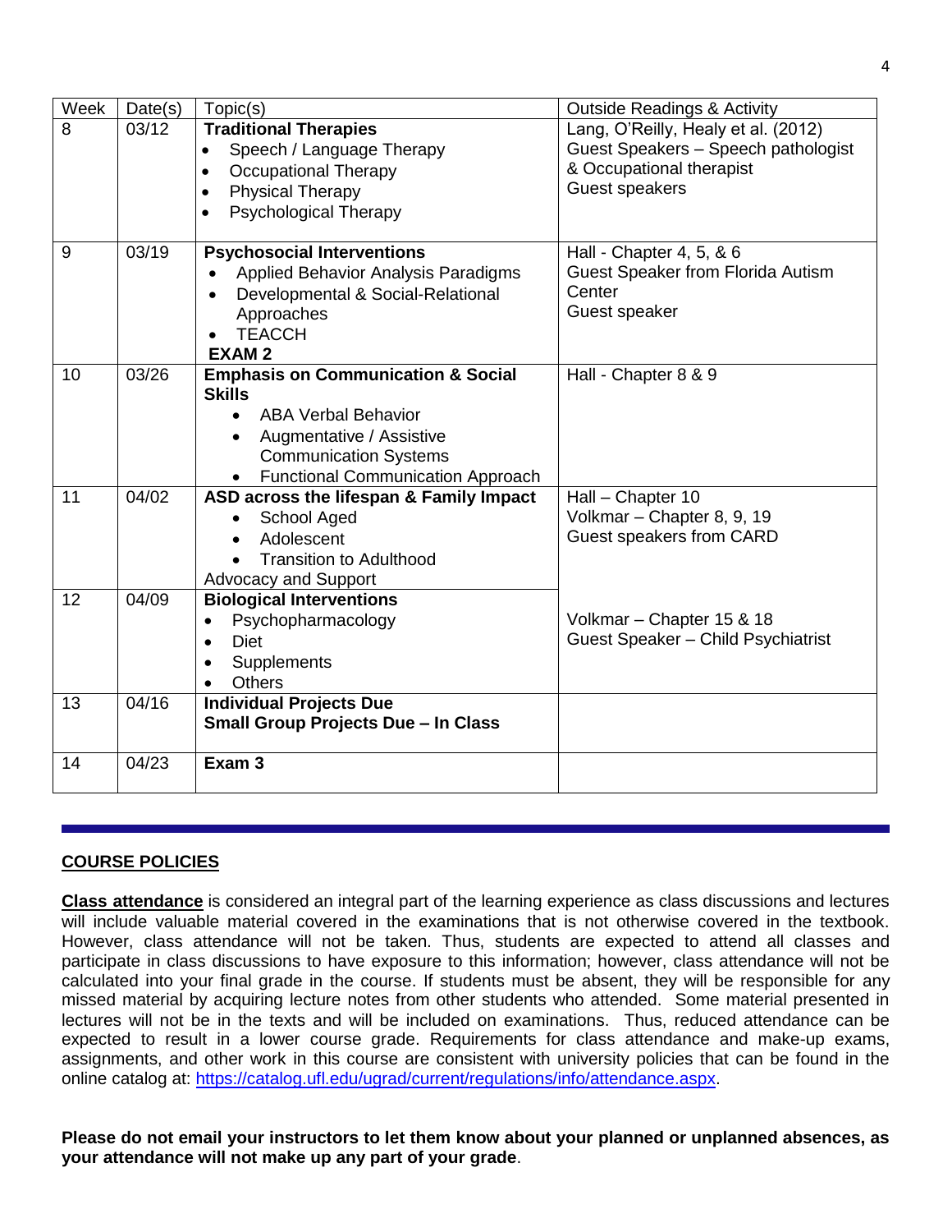| Week | Date(s) | Topic(s) | Outside Readings & Activity |
|---|---|---|---|
| 8 | 03/12 | **Traditional Therapies**<br>• Speech / Language Therapy<br>• Occupational Therapy<br>• Physical Therapy<br>• Psychological Therapy | Lang, O'Reilly, Healy et al. (2012)<br>Guest Speakers – Speech pathologist & Occupational therapist<br>Guest speakers |
| 9 | 03/19 | **Psychosocial Interventions**<br>• Applied Behavior Analysis Paradigms<br>• Developmental & Social-Relational Approaches<br>• TEACCH<br>**EXAM 2** | Hall - Chapter 4, 5, & 6<br>Guest Speaker from Florida Autism Center<br>Guest speaker |
| 10 | 03/26 | **Emphasis on Communication & Social Skills**<br>• ABA Verbal Behavior<br>• Augmentative / Assistive Communication Systems<br>• Functional Communication Approach | Hall - Chapter 8 & 9 |
| 11 | 04/02 | **ASD across the lifespan & Family Impact**<br>• School Aged<br>• Adolescent<br>• Transition to Adulthood<br>Advocacy and Support | Hall – Chapter 10<br>Volkmar – Chapter 8, 9, 19<br>Guest speakers from CARD |
| 12 | 04/09 | **Biological Interventions**<br>• Psychopharmacology<br>• Diet<br>• Supplements<br>• Others | Volkmar – Chapter 15 & 18<br>Guest Speaker – Child Psychiatrist |
| 13 | 04/16 | **Individual Projects Due**<br>**Small Group Projects Due – In Class** | |
| 14 | 04/23 | **Exam 3** | |

## COURSE POLICIES

**Class attendance** is considered an integral part of the learning experience as class discussions and lectures will include valuable material covered in the examinations that is not otherwise covered in the textbook. However, class attendance will not be taken. Thus, students are expected to attend all classes and participate in class discussions to have exposure to this information; however, class attendance will not be calculated into your final grade in the course. If students must be absent, they will be responsible for any missed material by acquiring lecture notes from other students who attended. Some material presented in lectures will not be in the texts and will be included on examinations. Thus, reduced attendance can be expected to result in a lower course grade. Requirements for class attendance and make-up exams, assignments, and other work in this course are consistent with university policies that can be found in the online catalog at: https://catalog.ufl.edu/ugrad/current/regulations/info/attendance.aspx.

**Please do not email your instructors to let them know about your planned or unplanned absences, as your attendance will not make up any part of your grade**.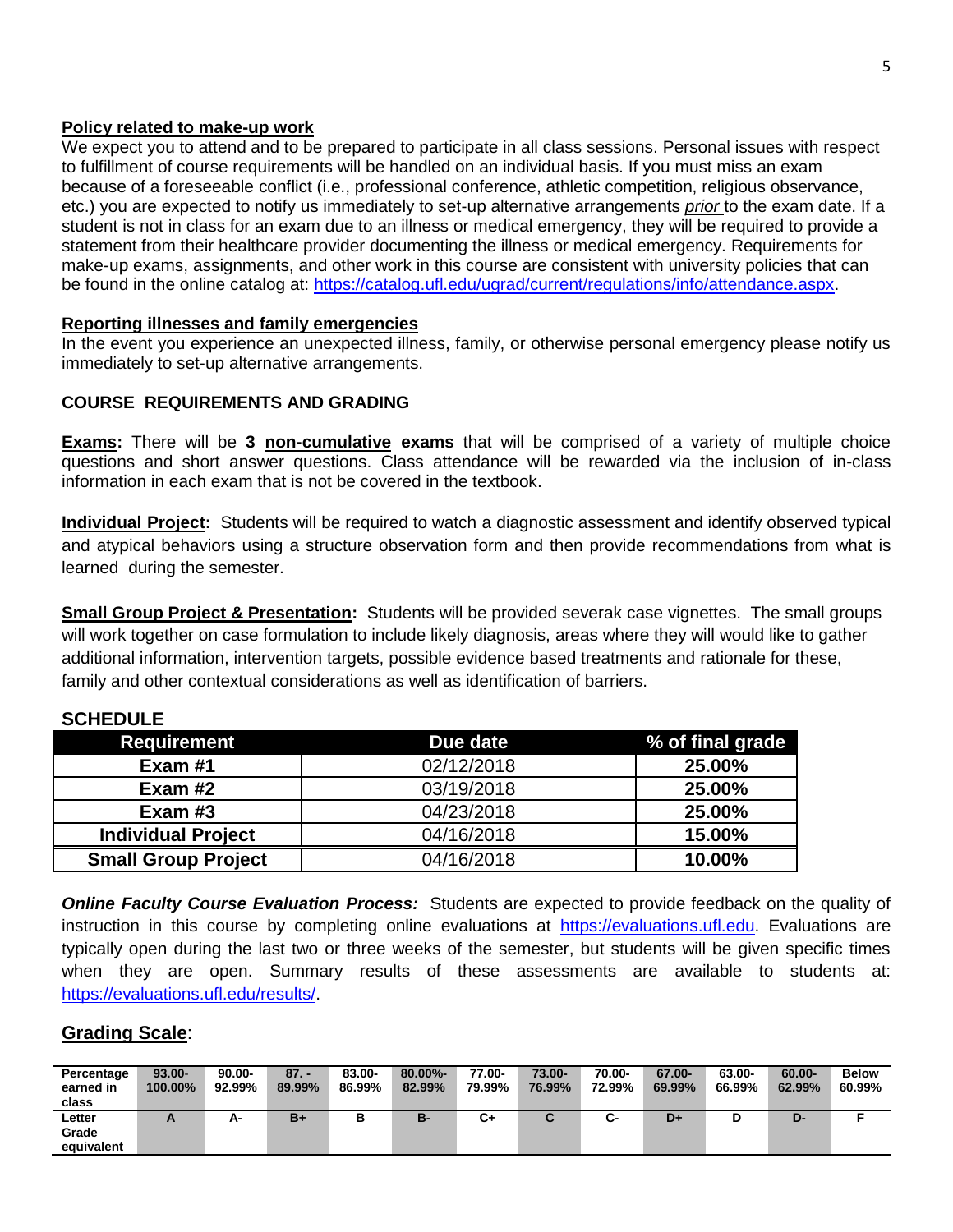**Policy related to make-up work**

We expect you to attend and to be prepared to participate in all class sessions. Personal issues with respect to fulfillment of course requirements will be handled on an individual basis. If you must miss an exam because of a foreseeable conflict (i.e., professional conference, athletic competition, religious observance, etc.) you are expected to notify us immediately to set-up alternative arrangements *prior* to the exam date. If a student is not in class for an exam due to an illness or medical emergency, they will be required to provide a statement from their healthcare provider documenting the illness or medical emergency. Requirements for make-up exams, assignments, and other work in this course are consistent with university policies that can be found in the online catalog at: https://catalog.ufl.edu/ugrad/current/regulations/info/attendance.aspx.

**Reporting illnesses and family emergencies**

In the event you experience an unexpected illness, family, or otherwise personal emergency please notify us immediately to set-up alternative arrangements.

## COURSE REQUIREMENTS AND GRADING

**Exams:** There will be **3 non-cumulative exams** that will be comprised of a variety of multiple choice questions and short answer questions. Class attendance will be rewarded via the inclusion of in-class information in each exam that is not be covered in the textbook.

**Individual Project:** Students will be required to watch a diagnostic assessment and identify observed typical and atypical behaviors using a structure observation form and then provide recommendations from what is learned during the semester.

**Small Group Project & Presentation:** Students will be provided severak case vignettes. The small groups will work together on case formulation to include likely diagnosis, areas where they will would like to gather additional information, intervention targets, possible evidence based treatments and rationale for these, family and other contextual considerations as well as identification of barriers.

## SCHEDULE

| Requirement | Due date | % of final grade |
|---|---|---|
| **Exam #1** | 02/12/2018 | **25.00%** |
| **Exam #2** | 03/19/2018 | **25.00%** |
| **Exam #3** | 04/23/2018 | **25.00%** |
| **Individual Project** | 04/16/2018 | **15.00%** |
| **Small Group Project** | 04/16/2018 | **10.00%** |

***Online Faculty Course Evaluation Process:*** Students are expected to provide feedback on the quality of instruction in this course by completing online evaluations at https://evaluations.ufl.edu. Evaluations are typically open during the last two or three weeks of the semester, but students will be given specific times when they are open. Summary results of these assessments are available to students at: https://evaluations.ufl.edu/results/.

## Grading Scale:

| Percentage earned in class | 93.00-100.00% | 90.00-92.99% | 87. - 89.99% | 83.00-86.99% | 80.00%-82.99% | 77.00-79.99% | 73.00-76.99% | 70.00-72.99% | 67.00-69.99% | 63.00-66.99% | 60.00-62.99% | Below 60.99% |
|---|---|---|---|---|---|---|---|---|---|---|---|---|
| Letter Grade equivalent | A | A- | B+ | B | B- | C+ | C | C- | D+ | D | D- | F |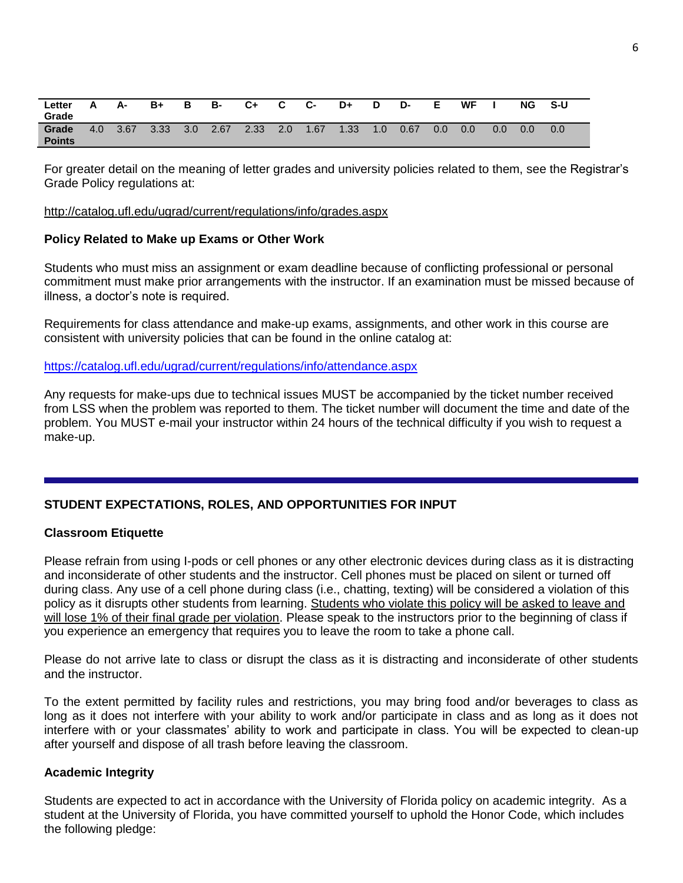| Letter Grade | A | A- | B+ | B | B- | C+ | C | C- | D+ | D | D- | E | WF | I | NG | S-U |
|---|---|---|---|---|---|---|---|---|---|---|---|---|---|---|---|---|
| Grade Points | 4.0 | 3.67 | 3.33 | 3.0 | 2.67 | 2.33 | 2.0 | 1.67 | 1.33 | 1.0 | 0.67 | 0.0 | 0.0 | 0.0 | 0.0 | 0.0 |

For greater detail on the meaning of letter grades and university policies related to them, see the Registrar's Grade Policy regulations at:

http://catalog.ufl.edu/ugrad/current/regulations/info/grades.aspx

**Policy Related to Make up Exams or Other Work**

Students who must miss an assignment or exam deadline because of conflicting professional or personal commitment must make prior arrangements with the instructor. If an examination must be missed because of illness, a doctor's note is required.

Requirements for class attendance and make-up exams, assignments, and other work in this course are consistent with university policies that can be found in the online catalog at:

https://catalog.ufl.edu/ugrad/current/regulations/info/attendance.aspx

Any requests for make-ups due to technical issues MUST be accompanied by the ticket number received from LSS when the problem was reported to them. The ticket number will document the time and date of the problem. You MUST e-mail your instructor within 24 hours of the technical difficulty if you wish to request a make-up.

---

## STUDENT EXPECTATIONS, ROLES, AND OPPORTUNITIES FOR INPUT

**Classroom Etiquette**

Please refrain from using I-pods or cell phones or any other electronic devices during class as it is distracting and inconsiderate of other students and the instructor. Cell phones must be placed on silent or turned off during class. Any use of a cell phone during class (i.e., chatting, texting) will be considered a violation of this policy as it disrupts other students from learning. Students who violate this policy will be asked to leave and will lose 1% of their final grade per violation. Please speak to the instructors prior to the beginning of class if you experience an emergency that requires you to leave the room to take a phone call.

Please do not arrive late to class or disrupt the class as it is distracting and inconsiderate of other students and the instructor.

To the extent permitted by facility rules and restrictions, you may bring food and/or beverages to class as long as it does not interfere with your ability to work and/or participate in class and as long as it does not interfere with or your classmates' ability to work and participate in class. You will be expected to clean-up after yourself and dispose of all trash before leaving the classroom.

**Academic Integrity**

Students are expected to act in accordance with the University of Florida policy on academic integrity. As a student at the University of Florida, you have committed yourself to uphold the Honor Code, which includes the following pledge: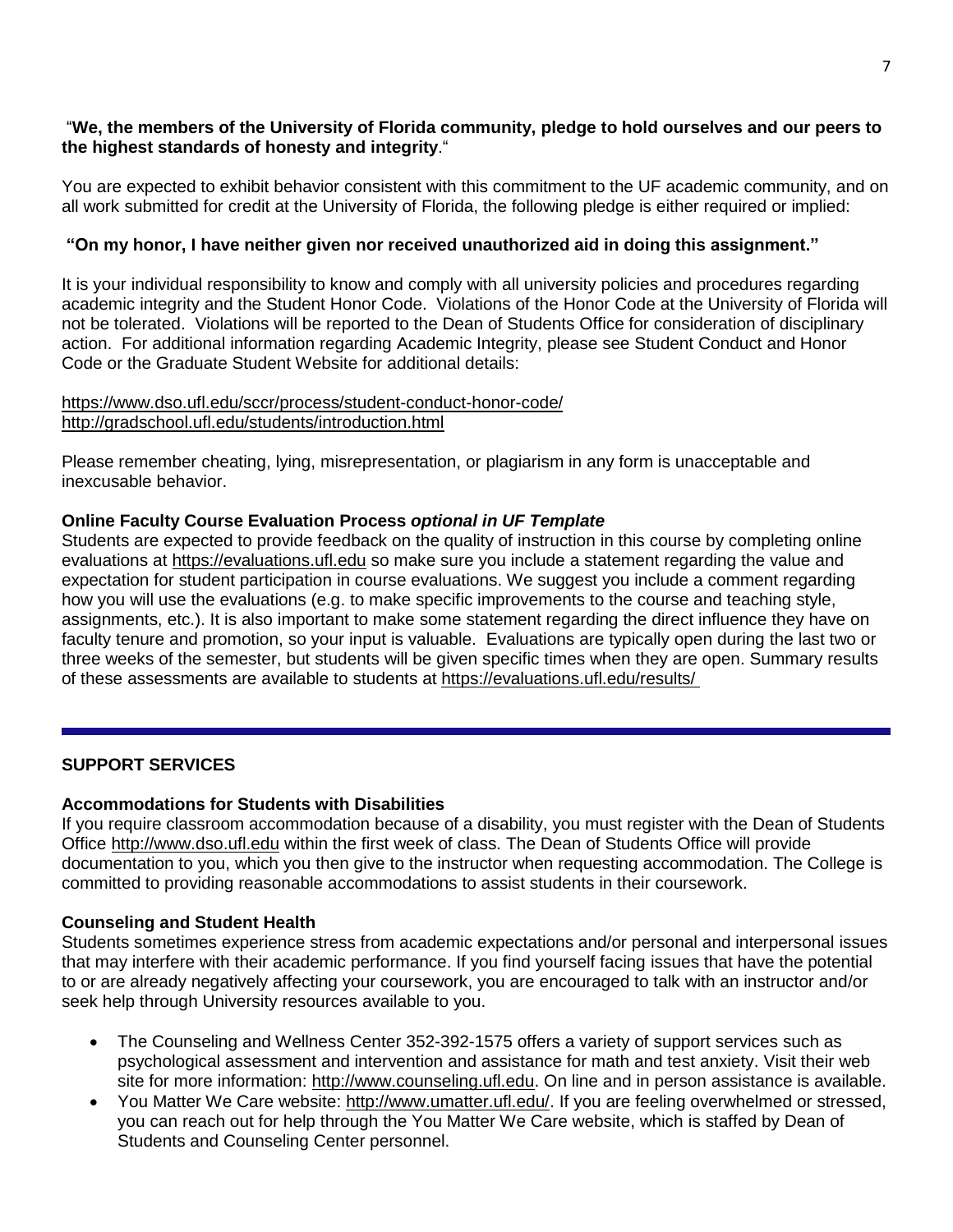"**We, the members of the University of Florida community, pledge to hold ourselves and our peers to the highest standards of honesty and integrity**."

You are expected to exhibit behavior consistent with this commitment to the UF academic community, and on all work submitted for credit at the University of Florida, the following pledge is either required or implied:

**"On my honor, I have neither given nor received unauthorized aid in doing this assignment."**

It is your individual responsibility to know and comply with all university policies and procedures regarding academic integrity and the Student Honor Code. Violations of the Honor Code at the University of Florida will not be tolerated. Violations will be reported to the Dean of Students Office for consideration of disciplinary action. For additional information regarding Academic Integrity, please see Student Conduct and Honor Code or the Graduate Student Website for additional details:

https://www.dso.ufl.edu/sccr/process/student-conduct-honor-code/
http://gradschool.ufl.edu/students/introduction.html

Please remember cheating, lying, misrepresentation, or plagiarism in any form is unacceptable and inexcusable behavior.

**Online Faculty Course Evaluation Process *optional in UF Template***

Students are expected to provide feedback on the quality of instruction in this course by completing online evaluations at https://evaluations.ufl.edu so make sure you include a statement regarding the value and expectation for student participation in course evaluations. We suggest you include a comment regarding how you will use the evaluations (e.g. to make specific improvements to the course and teaching style, assignments, etc.). It is also important to make some statement regarding the direct influence they have on faculty tenure and promotion, so your input is valuable. Evaluations are typically open during the last two or three weeks of the semester, but students will be given specific times when they are open. Summary results of these assessments are available to students at https://evaluations.ufl.edu/results/

---

## SUPPORT SERVICES

**Accommodations for Students with Disabilities**

If you require classroom accommodation because of a disability, you must register with the Dean of Students Office http://www.dso.ufl.edu within the first week of class. The Dean of Students Office will provide documentation to you, which you then give to the instructor when requesting accommodation. The College is committed to providing reasonable accommodations to assist students in their coursework.

**Counseling and Student Health**

Students sometimes experience stress from academic expectations and/or personal and interpersonal issues that may interfere with their academic performance. If you find yourself facing issues that have the potential to or are already negatively affecting your coursework, you are encouraged to talk with an instructor and/or seek help through University resources available to you.

- The Counseling and Wellness Center 352-392-1575 offers a variety of support services such as psychological assessment and intervention and assistance for math and test anxiety. Visit their web site for more information: http://www.counseling.ufl.edu. On line and in person assistance is available.
- You Matter We Care website: http://www.umatter.ufl.edu/. If you are feeling overwhelmed or stressed, you can reach out for help through the You Matter We Care website, which is staffed by Dean of Students and Counseling Center personnel.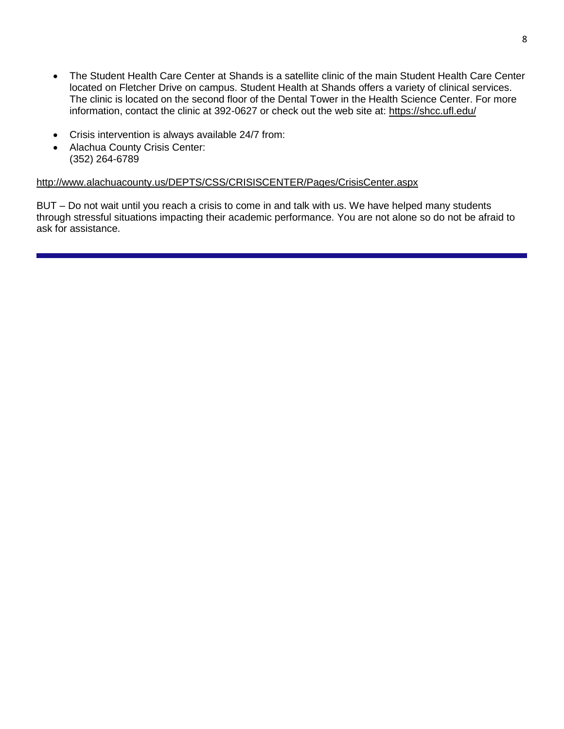- The Student Health Care Center at Shands is a satellite clinic of the main Student Health Care Center located on Fletcher Drive on campus. Student Health at Shands offers a variety of clinical services. The clinic is located on the second floor of the Dental Tower in the Health Science Center. For more information, contact the clinic at 392-0627 or check out the web site at: https://shcc.ufl.edu/

- Crisis intervention is always available 24/7 from:
- Alachua County Crisis Center:
  (352) 264-6789

http://www.alachuacounty.us/DEPTS/CSS/CRISISCENTER/Pages/CrisisCenter.aspx

BUT – Do not wait until you reach a crisis to come in and talk with us. We have helped many students through stressful situations impacting their academic performance. You are not alone so do not be afraid to ask for assistance.